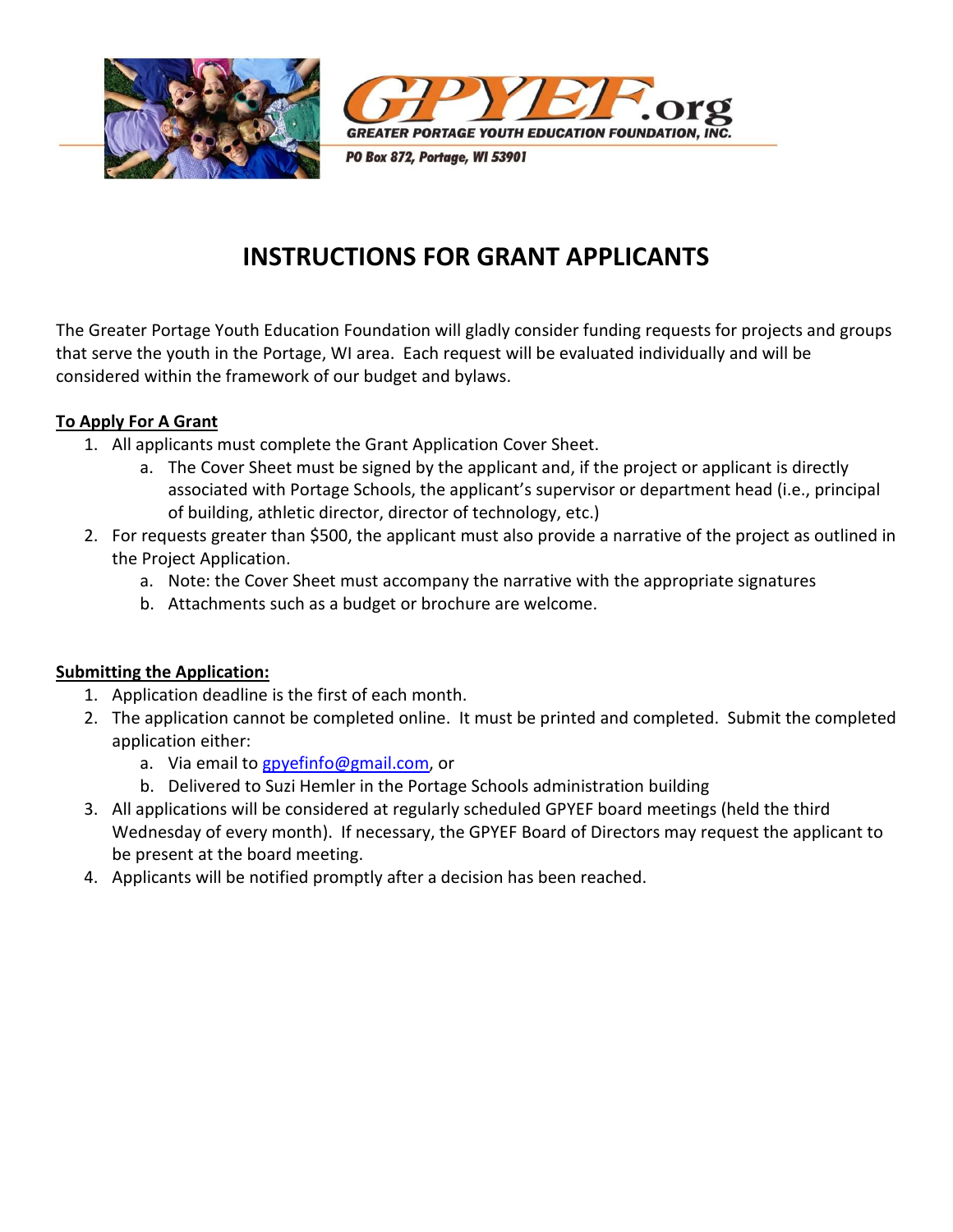GPYEF.org

GREATER PORTAGE YOUTH EDUCATION FOUNDATION, INC.

PO Box 872, Portage, WI 53901

# INSTRUCTIONS FOR GRANT APPLICANTS

The Greater Portage Youth Education Foundation will gladly consider funding requests for projects and groups that serve the youth in the Portage, WI area. Each request will be evaluated individually and will be considered within the framework of our budget and bylaws.

## To Apply For A Grant

1. All applicants must complete the Grant Application Cover Sheet.
   a. The Cover Sheet must be signed by the applicant and, if the project or applicant is directly associated with Portage Schools, the applicant's supervisor or department head (i.e., principal of building, athletic director, director of technology, etc.)
2. For requests greater than $500, the applicant must also provide a narrative of the project as outlined in the Project Application.
   a. Note: the Cover Sheet must accompany the narrative with the appropriate signatures
   b. Attachments such as a budget or brochure are welcome.

## Submitting the Application:

1. Application deadline is the first of each month.
2. The application cannot be completed online. It must be printed and completed. Submit the completed application either:
   a. Via email to gpyefinfo@gmail.com, or
   b. Delivered to Suzi Hemler in the Portage Schools administration building
3. All applications will be considered at regularly scheduled GPYEF board meetings (held the third Wednesday of every month). If necessary, the GPYEF Board of Directors may request the applicant to be present at the board meeting.
4. Applicants will be notified promptly after a decision has been reached.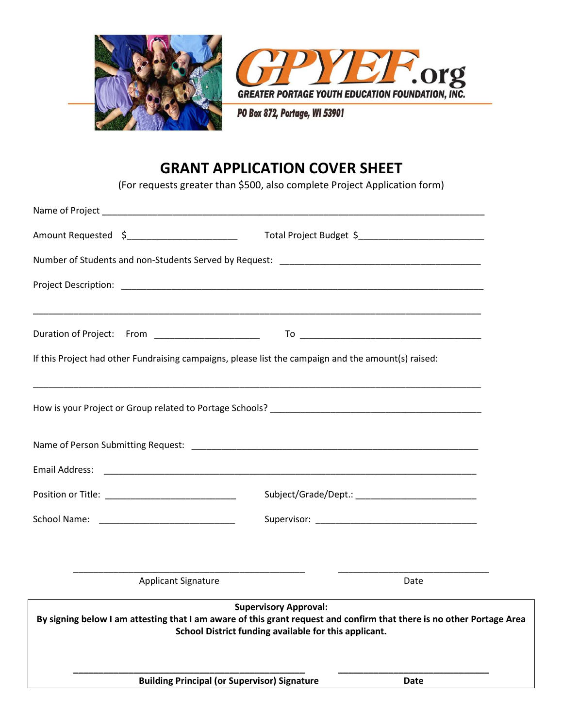GPYEF.org

GREATER PORTAGE YOUTH EDUCATION FOUNDATION, INC.

PO Box 872, Portage, WI 53901

# GRANT APPLICATION COVER SHEET

(For requests greater than $500, also complete Project Application form)

Name of Project ______________________________________________________________________________

Amount Requested $______________________ Total Project Budget $_________________________

Number of Students and non-Students Served by Request: _________________________________________

Project Description: _______________________________________________________________________

_____________________________________________________________________________________________

Duration of Project: From _____________________ To ____________________________________

If this Project had other Fundraising campaigns, please list the campaign and the amount(s) raised:

_____________________________________________________________________________________________

How is your Project or Group related to Portage Schools? ___________________________________________

Name of Person Submitting Request: __________________________________________________________

Email Address: ___________________________________________________________________________

Position or Title: __________________________ Subject/Grade/Dept.: _________________________

School Name: ___________________________ Supervisor: __________________________________

_______________________________________________ _______________________________

Applicant Signature Date

**Supervisory Approval:**

**By signing below I am attesting that I am aware of this grant request and confirm that there is no other Portage Area School District funding available for this applicant.**

_______________________________________________ _______________________________

**Building Principal (or Supervisor) Signature** **Date**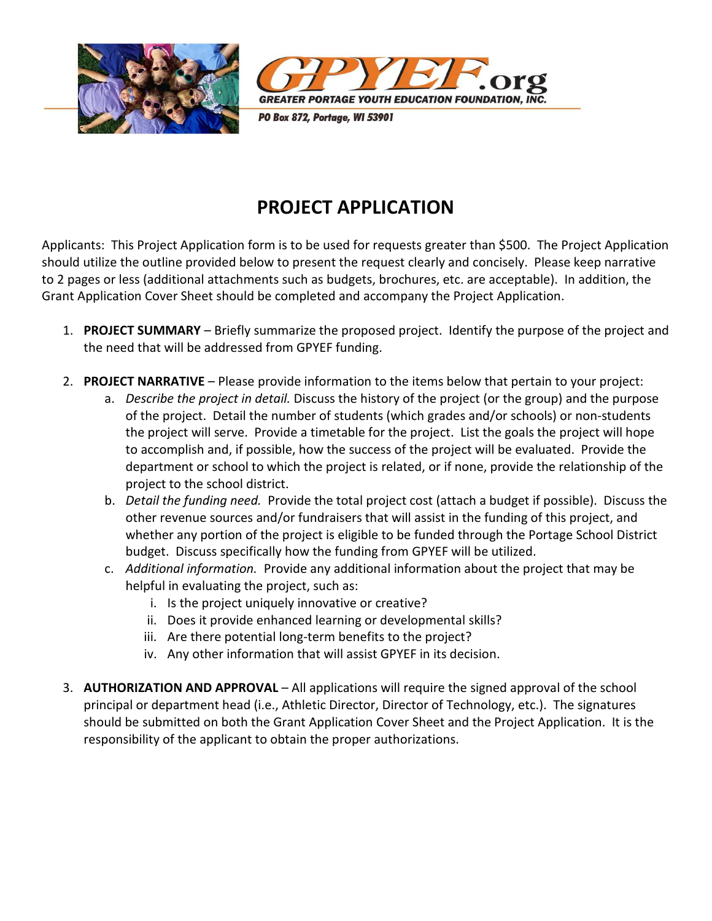GPYEF.org

GREATER PORTAGE YOUTH EDUCATION FOUNDATION, INC.

PO Box 872, Portage, WI 53901

# PROJECT APPLICATION

Applicants: This Project Application form is to be used for requests greater than $500. The Project Application should utilize the outline provided below to present the request clearly and concisely. Please keep narrative to 2 pages or less (additional attachments such as budgets, brochures, etc. are acceptable). In addition, the Grant Application Cover Sheet should be completed and accompany the Project Application.

1. **PROJECT SUMMARY** – Briefly summarize the proposed project. Identify the purpose of the project and the need that will be addressed from GPYEF funding.

2. **PROJECT NARRATIVE** – Please provide information to the items below that pertain to your project:
   a. *Describe the project in detail.* Discuss the history of the project (or the group) and the purpose of the project. Detail the number of students (which grades and/or schools) or non-students the project will serve. Provide a timetable for the project. List the goals the project will hope to accomplish and, if possible, how the success of the project will be evaluated. Provide the department or school to which the project is related, or if none, provide the relationship of the project to the school district.
   b. *Detail the funding need.* Provide the total project cost (attach a budget if possible). Discuss the other revenue sources and/or fundraisers that will assist in the funding of this project, and whether any portion of the project is eligible to be funded through the Portage School District budget. Discuss specifically how the funding from GPYEF will be utilized.
   c. *Additional information.* Provide any additional information about the project that may be helpful in evaluating the project, such as:
      i. Is the project uniquely innovative or creative?
      ii. Does it provide enhanced learning or developmental skills?
      iii. Are there potential long-term benefits to the project?
      iv. Any other information that will assist GPYEF in its decision.

3. **AUTHORIZATION AND APPROVAL** – All applications will require the signed approval of the school principal or department head (i.e., Athletic Director, Director of Technology, etc.). The signatures should be submitted on both the Grant Application Cover Sheet and the Project Application. It is the responsibility of the applicant to obtain the proper authorizations.